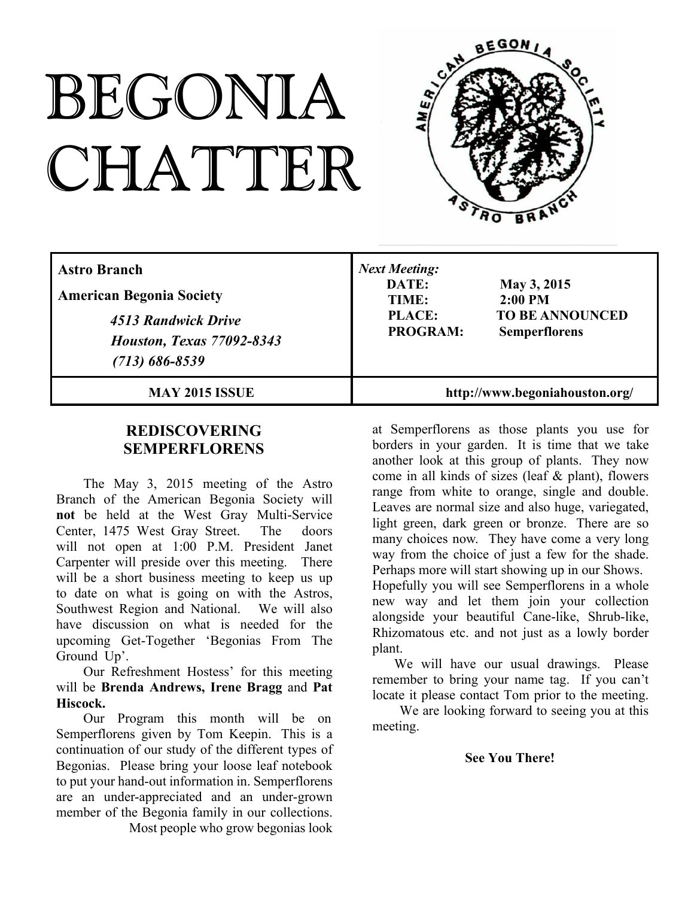# BEGONIA CHATTER

| Astro Branch<br>American Begonia Society<br>*4513 Randwick Drive*<br>*Houston, Texas 77092-8343*<br>*(713) 686-8539* | *Next Meeting:*<br>**DATE:** **May 3, 2015**<br>**TIME:** **2:00 PM**<br>**PLACE:** **TO BE ANNOUNCED**<br>**PROGRAM:** **Semperflorens** |
|---|---|
| **MAY 2015 ISSUE** | **http://www.begoniahouston.org/** |

## REDISCOVERING SEMPERFLORENS

The May 3, 2015 meeting of the Astro Branch of the American Begonia Society will **not** be held at the West Gray Multi-Service Center, 1475 West Gray Street. The doors will not open at 1:00 P.M. President Janet Carpenter will preside over this meeting. There will be a short business meeting to keep us up to date on what is going on with the Astros, Southwest Region and National. We will also have discussion on what is needed for the upcoming Get-Together 'Begonias From The Ground Up'.

Our Refreshment Hostess' for this meeting will be **Brenda Andrews, Irene Bragg** and **Pat Hiscock.**

Our Program this month will be on Semperflorens given by Tom Keepin. This is a continuation of our study of the different types of Begonias. Please bring your loose leaf notebook to put your hand-out information in. Semperflorens are an under-appreciated and an under-grown member of the Begonia family in our collections. Most people who grow begonias look at Semperflorens as those plants you use for borders in your garden. It is time that we take another look at this group of plants. They now come in all kinds of sizes (leaf & plant), flowers range from white to orange, single and double. Leaves are normal size and also huge, variegated, light green, dark green or bronze. There are so many choices now. They have come a very long way from the choice of just a few for the shade. Perhaps more will start showing up in our Shows.

Hopefully you will see Semperflorens in a whole new way and let them join your collection alongside your beautiful Cane-like, Shrub-like, Rhizomatous etc. and not just as a lowly border plant.

We will have our usual drawings. Please remember to bring your name tag. If you can't locate it please contact Tom prior to the meeting.

We are looking forward to seeing you at this meeting.

**See You There!**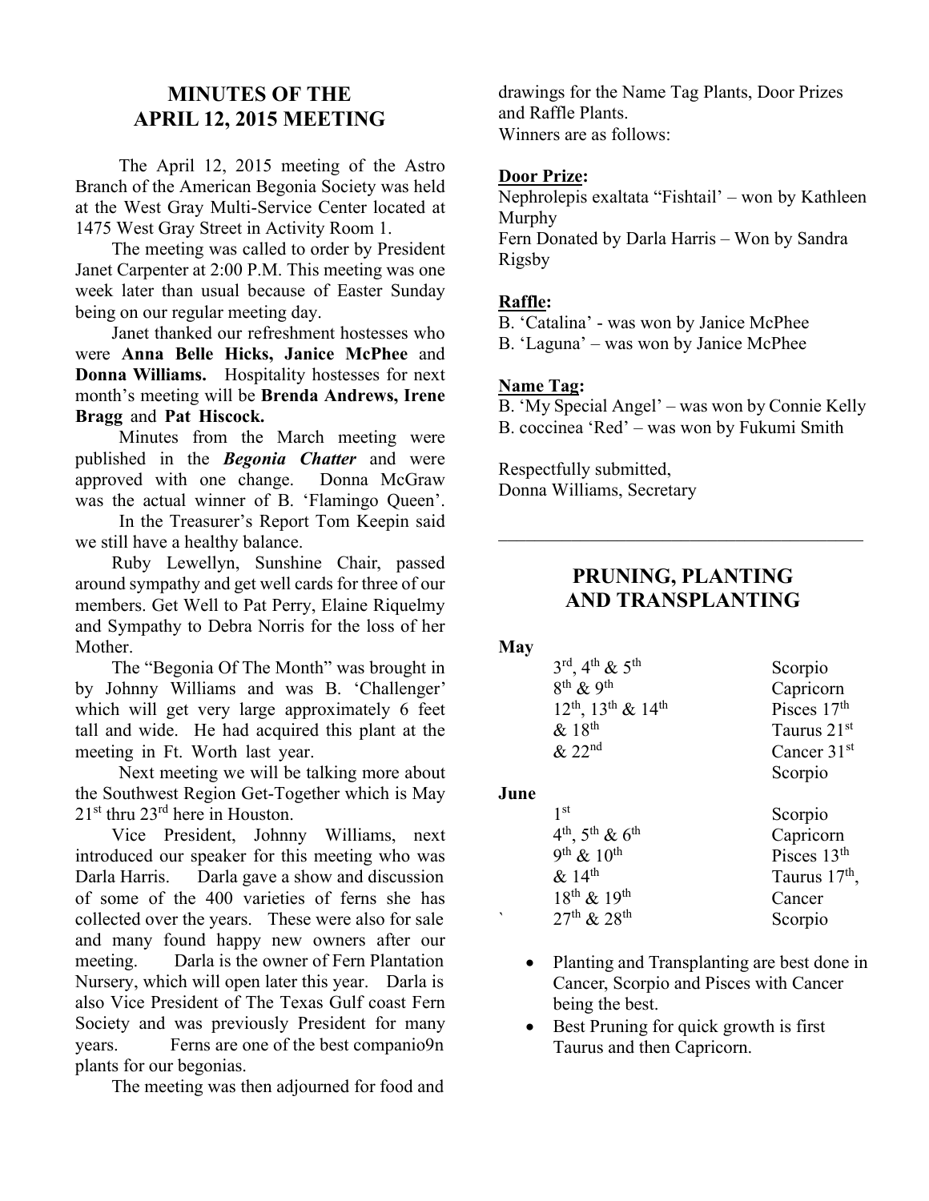## MINUTES OF THE APRIL 12, 2015 MEETING

The April 12, 2015 meeting of the Astro Branch of the American Begonia Society was held at the West Gray Multi-Service Center located at 1475 West Gray Street in Activity Room 1.

The meeting was called to order by President Janet Carpenter at 2:00 P.M. This meeting was one week later than usual because of Easter Sunday being on our regular meeting day.

Janet thanked our refreshment hostesses who were **Anna Belle Hicks, Janice McPhee** and **Donna Williams.** Hospitality hostesses for next month's meeting will be **Brenda Andrews, Irene Bragg** and **Pat Hiscock.**

Minutes from the March meeting were published in the ***Begonia Chatter*** and were approved with one change. Donna McGraw was the actual winner of B. 'Flamingo Queen'.

In the Treasurer's Report Tom Keepin said we still have a healthy balance.

Ruby Lewellyn, Sunshine Chair, passed around sympathy and get well cards for three of our members. Get Well to Pat Perry, Elaine Riquelmy and Sympathy to Debra Norris for the loss of her Mother.

The "Begonia Of The Month" was brought in by Johnny Williams and was B. 'Challenger' which will get very large approximately 6 feet tall and wide. He had acquired this plant at the meeting in Ft. Worth last year.

Next meeting we will be talking more about the Southwest Region Get-Together which is May 21st thru 23rd here in Houston.

Vice President, Johnny Williams, next introduced our speaker for this meeting who was Darla Harris. Darla gave a show and discussion of some of the 400 varieties of ferns she has collected over the years. These were also for sale and many found happy new owners after our meeting. Darla is the owner of Fern Plantation Nursery, which will open later this year. Darla is also Vice President of The Texas Gulf coast Fern Society and was previously President for many years. Ferns are one of the best companio9n plants for our begonias.

The meeting was then adjourned for food and drawings for the Name Tag Plants, Door Prizes and Raffle Plants.
Winners are as follows:

**Door Prize:**
Nephrolepis exaltata "Fishtail' – won by Kathleen Murphy
Fern Donated by Darla Harris – Won by Sandra Rigsby

**Raffle:**
B. 'Catalina' - was won by Janice McPhee
B. 'Laguna' – was won by Janice McPhee

**Name Tag:**
B. 'My Special Angel' – was won by Connie Kelly
B. coccinea 'Red' – was won by Fukumi Smith

Respectfully submitted,
Donna Williams, Secretary

---

## PRUNING, PLANTING AND TRANSPLANTING

**May**

| | |
|---|---|
| 3rd, 4th & 5th | Scorpio |
| 8th & 9th | Capricorn |
| 12th, 13th & 14th | Pisces 17th |
| & 18th | Taurus 21st |
| & 22nd | Cancer 31st |
| | Scorpio |

**June**

| | |
|---|---|
| 1st | Scorpio |
| 4th, 5th & 6th | Capricorn |
| 9th & 10th | Pisces 13th |
| & 14th | Taurus 17th, |
| 18th & 19th | Cancer |
| 27th & 28th | Scorpio |

- Planting and Transplanting are best done in Cancer, Scorpio and Pisces with Cancer being the best.
- Best Pruning for quick growth is first Taurus and then Capricorn.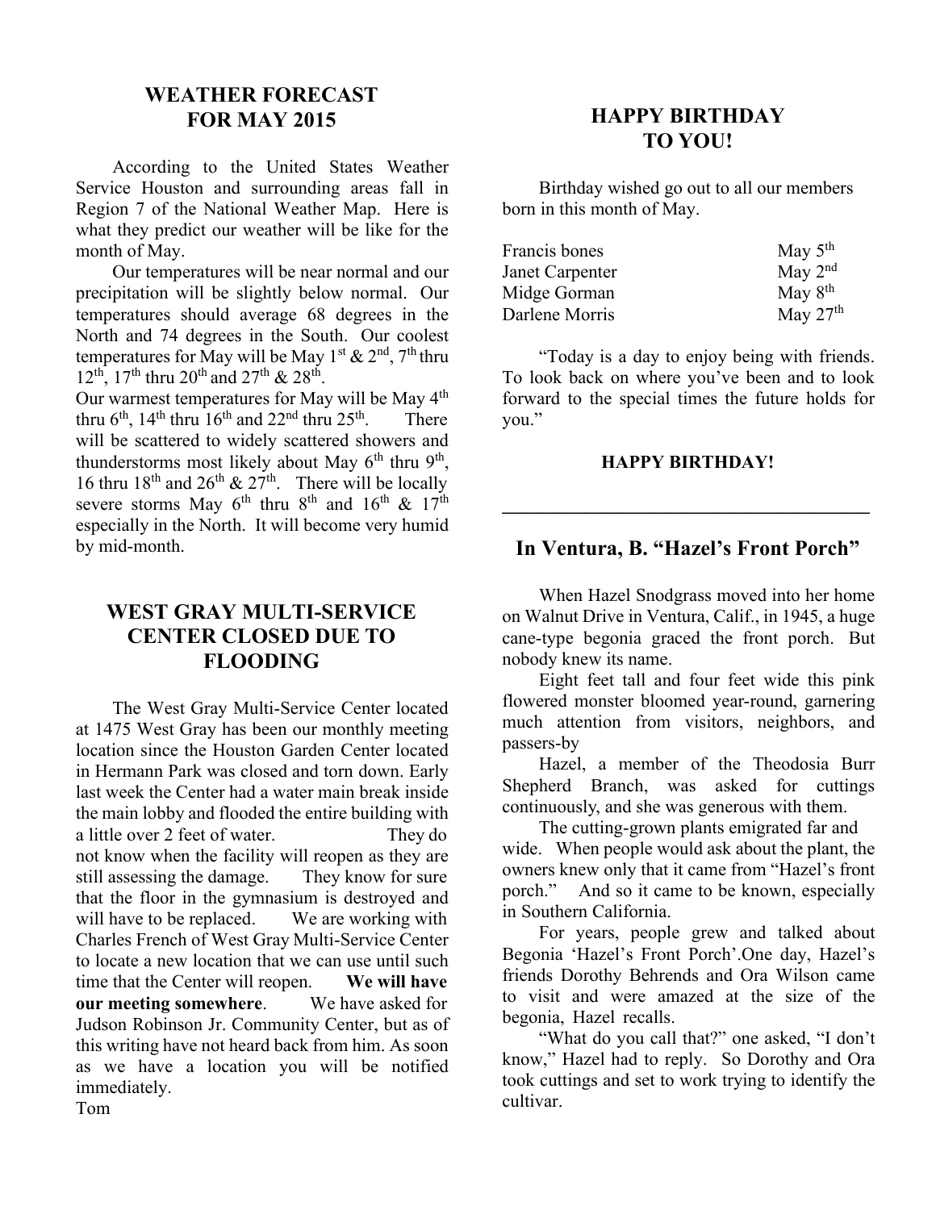## WEATHER FORECAST FOR MAY 2015

According to the United States Weather Service Houston and surrounding areas fall in Region 7 of the National Weather Map. Here is what they predict our weather will be like for the month of May.

Our temperatures will be near normal and our precipitation will be slightly below normal. Our temperatures should average 68 degrees in the North and 74 degrees in the South. Our coolest temperatures for May will be May 1st & 2nd, 7th thru 12th, 17th thru 20th and 27th & 28th.

Our warmest temperatures for May will be May 4th thru 6th, 14th thru 16th and 22nd thru 25th. There will be scattered to widely scattered showers and thunderstorms most likely about May 6th thru 9th, 16 thru 18th and 26th & 27th. There will be locally severe storms May 6th thru 8th and 16th & 17th especially in the North. It will become very humid by mid-month.

## WEST GRAY MULTI-SERVICE CENTER CLOSED DUE TO FLOODING

The West Gray Multi-Service Center located at 1475 West Gray has been our monthly meeting location since the Houston Garden Center located in Hermann Park was closed and torn down. Early last week the Center had a water main break inside the main lobby and flooded the entire building with a little over 2 feet of water. They do not know when the facility will reopen as they are still assessing the damage. They know for sure that the floor in the gymnasium is destroyed and will have to be replaced. We are working with Charles French of West Gray Multi-Service Center to locate a new location that we can use until such time that the Center will reopen. **We will have our meeting somewhere**. We have asked for Judson Robinson Jr. Community Center, but as of this writing have not heard back from him. As soon as we have a location you will be notified immediately.

Tom

## HAPPY BIRTHDAY TO YOU!

Birthday wished go out to all our members born in this month of May.

| | |
|---|---|
| Francis bones | May 5th |
| Janet Carpenter | May 2nd |
| Midge Gorman | May 8th |
| Darlene Morris | May 27th |

"Today is a day to enjoy being with friends. To look back on where you've been and to look forward to the special times the future holds for you."

**HAPPY BIRTHDAY!**

---

## In Ventura, B. "Hazel's Front Porch"

When Hazel Snodgrass moved into her home on Walnut Drive in Ventura, Calif., in 1945, a huge cane-type begonia graced the front porch. But nobody knew its name.

Eight feet tall and four feet wide this pink flowered monster bloomed year-round, garnering much attention from visitors, neighbors, and passers-by

Hazel, a member of the Theodosia Burr Shepherd Branch, was asked for cuttings continuously, and she was generous with them.

The cutting-grown plants emigrated far and wide. When people would ask about the plant, the owners knew only that it came from "Hazel's front porch." And so it came to be known, especially in Southern California.

For years, people grew and talked about Begonia 'Hazel's Front Porch'.One day, Hazel's friends Dorothy Behrends and Ora Wilson came to visit and were amazed at the size of the begonia, Hazel recalls.

"What do you call that?" one asked, "I don't know," Hazel had to reply. So Dorothy and Ora took cuttings and set to work trying to identify the cultivar.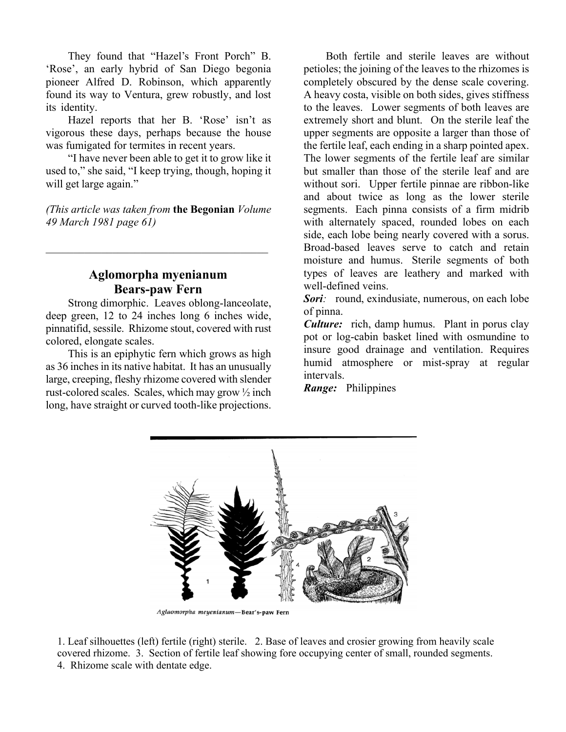They found that "Hazel's Front Porch" B. 'Rose', an early hybrid of San Diego begonia pioneer Alfred D. Robinson, which apparently found its way to Ventura, grew robustly, and lost its identity.

Hazel reports that her B. 'Rose' isn't as vigorous these days, perhaps because the house was fumigated for termites in recent years.

"I have never been able to get it to grow like it used to," she said, "I keep trying, though, hoping it will get large again."

*(This article was taken from* **the Begonian** *Volume 49 March 1981 page 61)*

---

## Aglomorpha myenianum
## Bears-paw Fern

Strong dimorphic. Leaves oblong-lanceolate, deep green, 12 to 24 inches long 6 inches wide, pinnatifid, sessile. Rhizome stout, covered with rust colored, elongate scales.

This is an epiphytic fern which grows as high as 36 inches in its native habitat. It has an unusually large, creeping, fleshy rhizome covered with slender rust-colored scales. Scales, which may grow ½ inch long, have straight or curved tooth-like projections.

Both fertile and sterile leaves are without petioles; the joining of the leaves to the rhizomes is completely obscured by the dense scale covering. A heavy costa, visible on both sides, gives stiffness to the leaves. Lower segments of both leaves are extremely short and blunt. On the sterile leaf the upper segments are opposite a larger than those of the fertile leaf, each ending in a sharp pointed apex. The lower segments of the fertile leaf are similar but smaller than those of the sterile leaf and are without sori. Upper fertile pinnae are ribbon-like and about twice as long as the lower sterile segments. Each pinna consists of a firm midrib with alternately spaced, rounded lobes on each side, each lobe being nearly covered with a sorus. Broad-based leaves serve to catch and retain moisture and humus. Sterile segments of both types of leaves are leathery and marked with well-defined veins.

***Sori**:* round, exindusiate, numerous, on each lobe of pinna.

***Culture:*** rich, damp humus. Plant in porus clay pot or log-cabin basket lined with osmundine to insure good drainage and ventilation. Requires humid atmosphere or mist-spray at regular intervals.

***Range:*** Philippines

*Aglaomorpha meyenianum*—Bear's-paw Fern

1. Leaf silhouettes (left) fertile (right) sterile. 2. Base of leaves and crosier growing from heavily scale covered rhizome. 3. Section of fertile leaf showing fore occupying center of small, rounded segments. 4. Rhizome scale with dentate edge.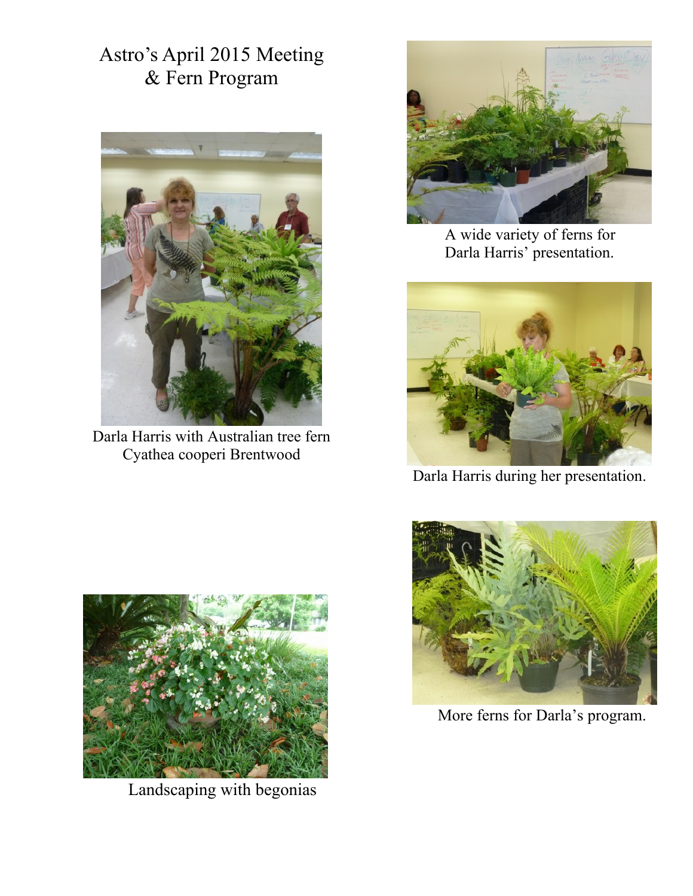# Astro's April 2015 Meeting & Fern Program

Darla Harris with Australian tree fern Cyathea cooperi Brentwood

A wide variety of ferns for Darla Harris' presentation.

Darla Harris during her presentation.

Landscaping with begonias

More ferns for Darla's program.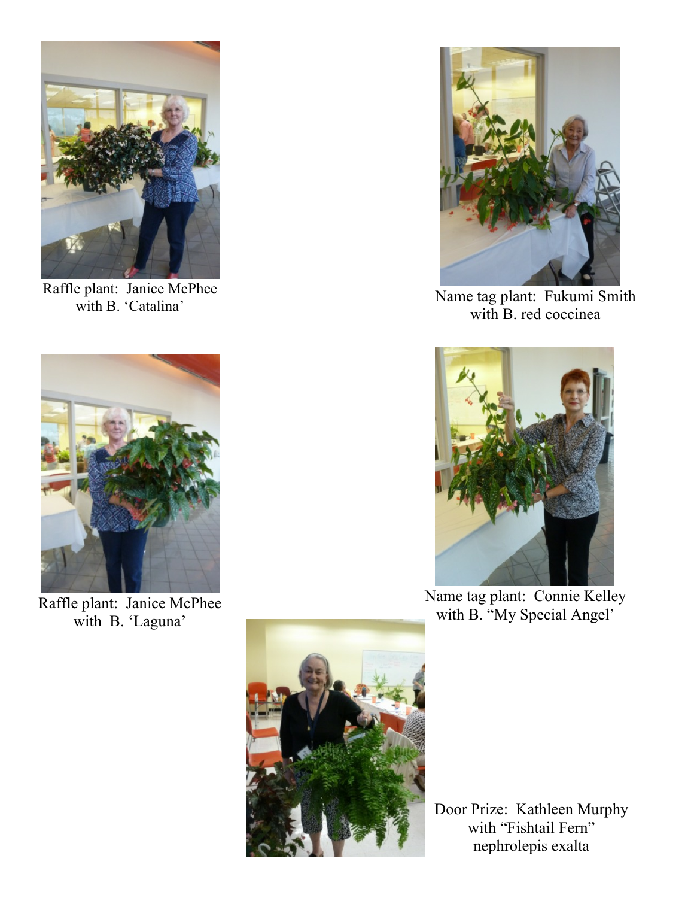Raffle plant: Janice McPhee with B. 'Catalina'

Name tag plant: Fukumi Smith with B. red coccinea

Raffle plant: Janice McPhee with B. 'Laguna'

Name tag plant: Connie Kelley with B. "My Special Angel'

Door Prize: Kathleen Murphy with "Fishtail Fern" nephrolepis exalta